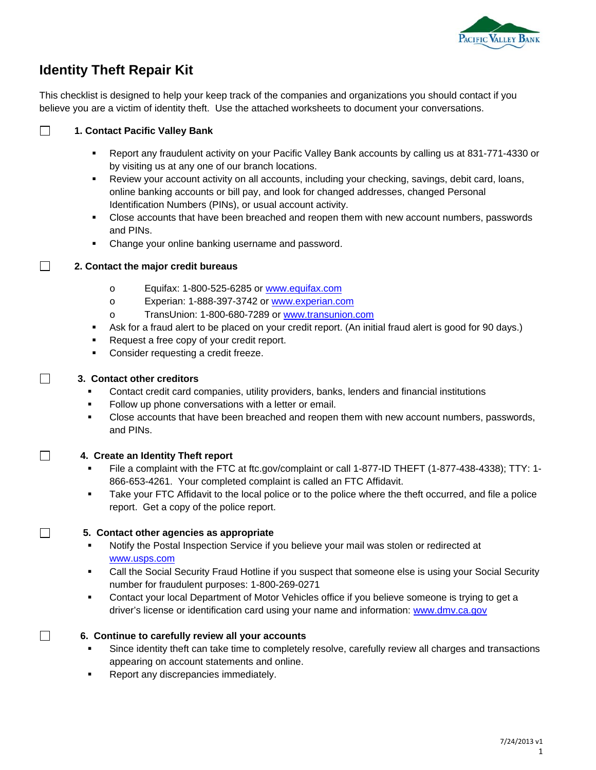# Identity Theft Repair Kit

This checklist is designed to help your keep track of the companies and organizations you should contact if you believe you are a victim of identity theft. Use the attached worksheets to document your conversations.

☐ **1. Contact Pacific Valley Bank**

- Report any fraudulent activity on your Pacific Valley Bank accounts by calling us at 831-771-4330 or by visiting us at any one of our branch locations.
- Review your account activity on all accounts, including your checking, savings, debit card, loans, online banking accounts or bill pay, and look for changed addresses, changed Personal Identification Numbers (PINs), or usual account activity.
- Close accounts that have been breached and reopen them with new account numbers, passwords and PINs.
- Change your online banking username and password.

☐ **2. Contact the major credit bureaus**

- Equifax: 1-800-525-6285 or www.equifax.com
- Experian: 1-888-397-3742 or www.experian.com
- TransUnion: 1-800-680-7289 or www.transunion.com

- Ask for a fraud alert to be placed on your credit report. (An initial fraud alert is good for 90 days.)
- Request a free copy of your credit report.
- Consider requesting a credit freeze.

☐ **3. Contact other creditors**

- Contact credit card companies, utility providers, banks, lenders and financial institutions
- Follow up phone conversations with a letter or email.
- Close accounts that have been breached and reopen them with new account numbers, passwords, and PINs.

☐ **4. Create an Identity Theft report**

- File a complaint with the FTC at ftc.gov/complaint or call 1-877-ID THEFT (1-877-438-4338); TTY: 1-866-653-4261. Your completed complaint is called an FTC Affidavit.
- Take your FTC Affidavit to the local police or to the police where the theft occurred, and file a police report. Get a copy of the police report.

☐ **5. Contact other agencies as appropriate**

- Notify the Postal Inspection Service if you believe your mail was stolen or redirected at www.usps.com
- Call the Social Security Fraud Hotline if you suspect that someone else is using your Social Security number for fraudulent purposes: 1-800-269-0271
- Contact your local Department of Motor Vehicles office if you believe someone is trying to get a driver's license or identification card using your name and information: www.dmv.ca.gov

☐ **6. Continue to carefully review all your accounts**

- Since identity theft can take time to completely resolve, carefully review all charges and transactions appearing on account statements and online.
- Report any discrepancies immediately.

7/24/2013 v1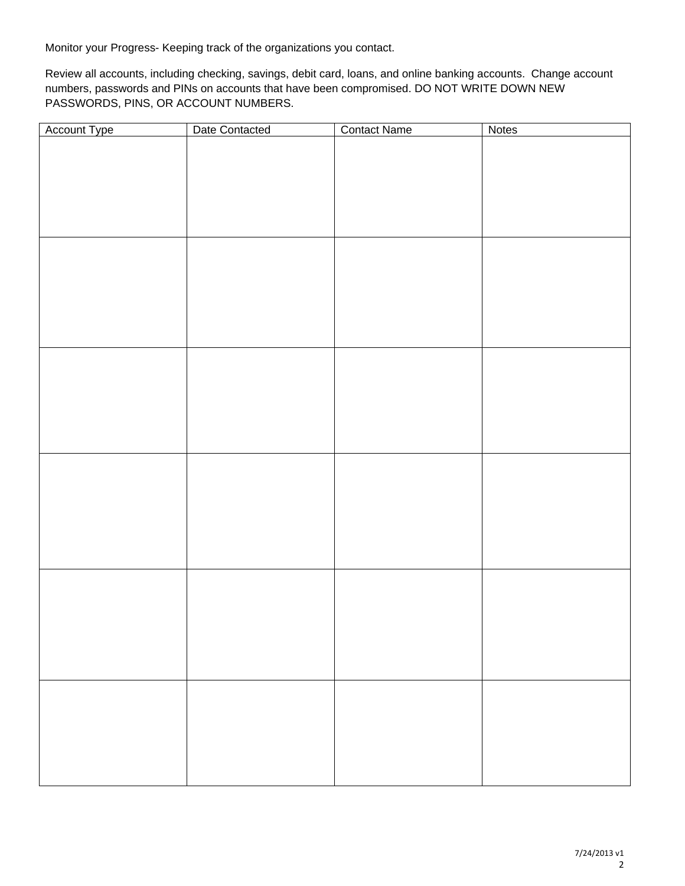Monitor your Progress- Keeping track of the organizations you contact.

Review all accounts, including checking, savings, debit card, loans, and online banking accounts. Change account numbers, passwords and PINs on accounts that have been compromised. DO NOT WRITE DOWN NEW PASSWORDS, PINS, OR ACCOUNT NUMBERS.

| Account Type | Date Contacted | Contact Name | Notes |
|---|---|---|---|
| | | | |
| | | | |
| | | | |
| | | | |
| | | | |
| | | | |

7/24/2013 v1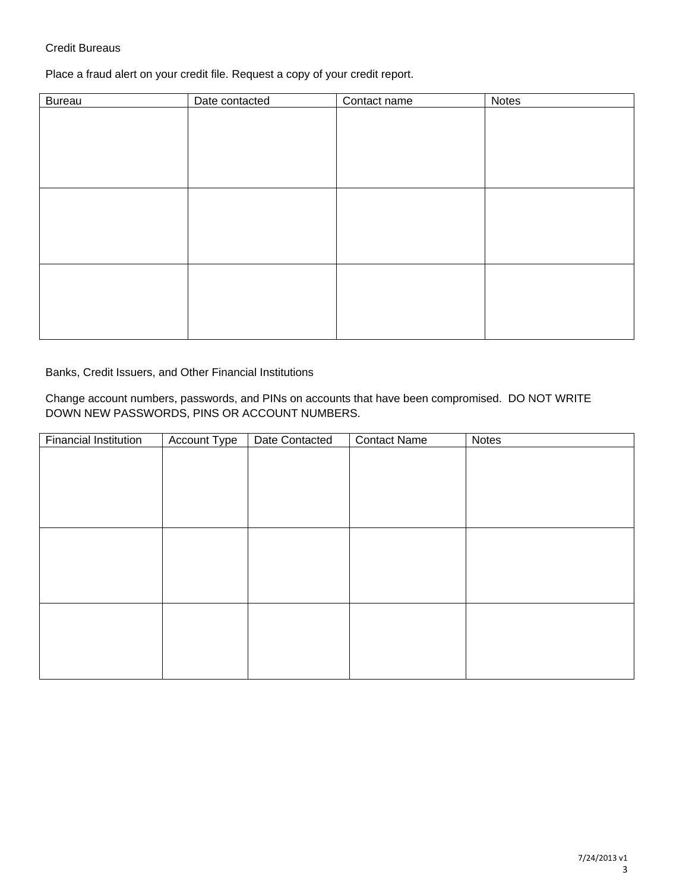## Credit Bureaus

Place a fraud alert on your credit file. Request a copy of your credit report.

| Bureau | Date contacted | Contact name | Notes |
| --- | --- | --- | --- |
| | | | |
| | | | |
| | | | |

## Banks, Credit Issuers, and Other Financial Institutions

Change account numbers, passwords, and PINs on accounts that have been compromised. DO NOT WRITE DOWN NEW PASSWORDS, PINS OR ACCOUNT NUMBERS.

| Financial Institution | Account Type | Date Contacted | Contact Name | Notes |
| --- | --- | --- | --- | --- |
| | | | | |
| | | | | |
| | | | | |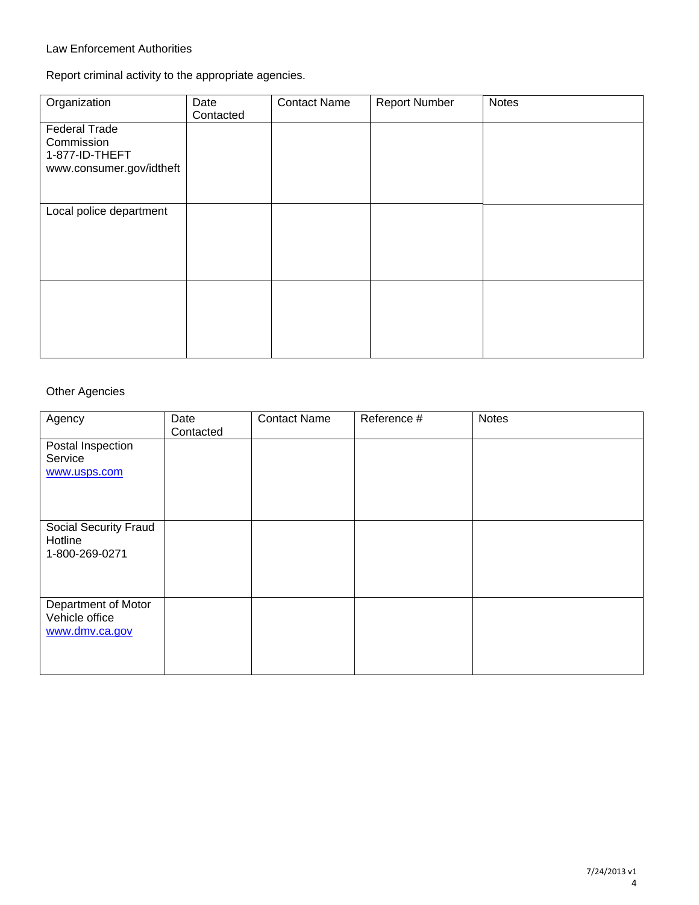Law Enforcement Authorities

Report criminal activity to the appropriate agencies.

| Organization | Date Contacted | Contact Name | Report Number | Notes |
|---|---|---|---|---|
| Federal Trade Commission 1-877-ID-THEFT www.consumer.gov/idtheft | | | | |
| Local police department | | | | |
| | | | | |

Other Agencies

| Agency | Date Contacted | Contact Name | Reference # | Notes |
|---|---|---|---|---|
| Postal Inspection Service www.usps.com | | | | |
| Social Security Fraud Hotline 1-800-269-0271 | | | | |
| Department of Motor Vehicle office www.dmv.ca.gov | | | | |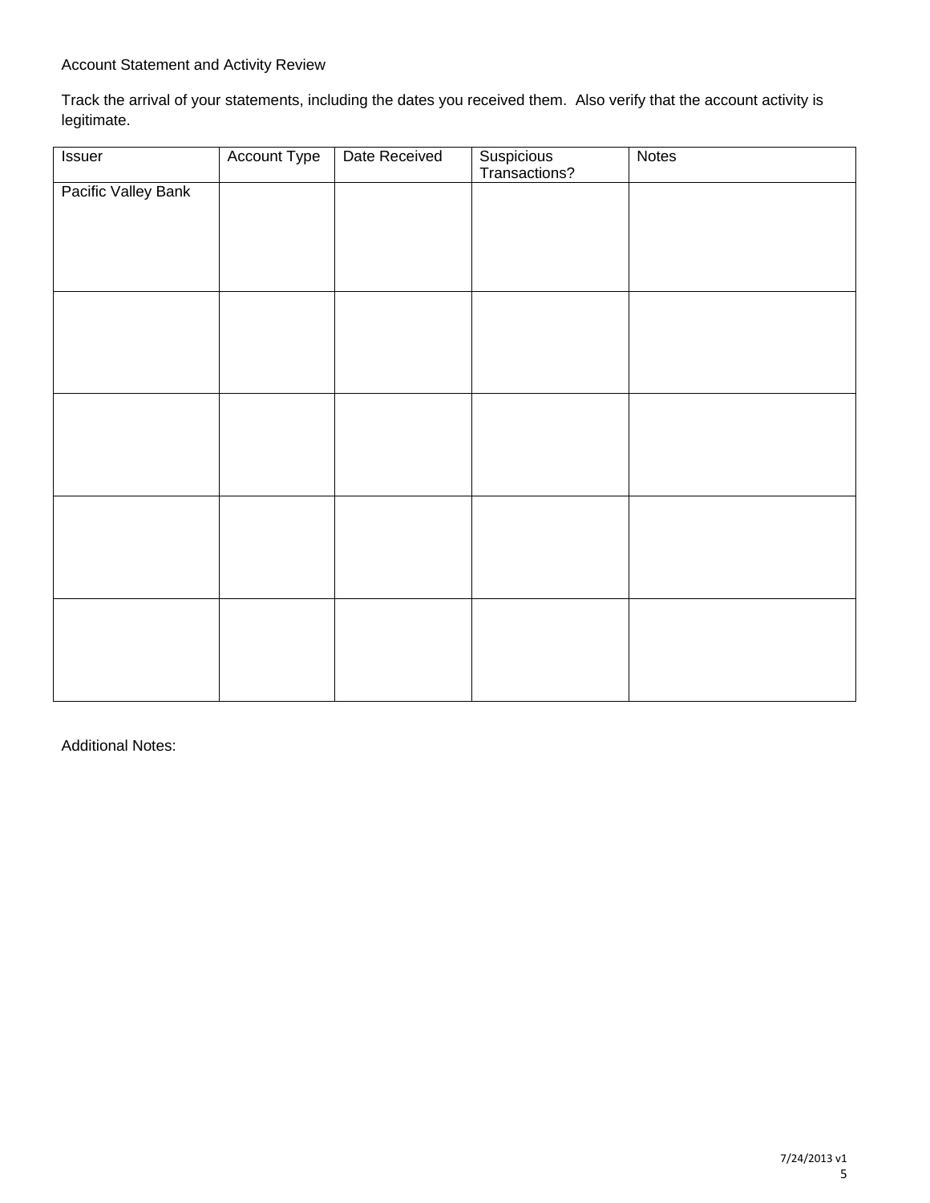Account Statement and Activity Review

Track the arrival of your statements, including the dates you received them. Also verify that the account activity is legitimate.

| Issuer | Account Type | Date Received | Suspicious Transactions? | Notes |
|---|---|---|---|---|
| Pacific Valley Bank | | | | |
| | | | | |
| | | | | |
| | | | | |
| | | | | |

Additional Notes:

7/24/2013 v1